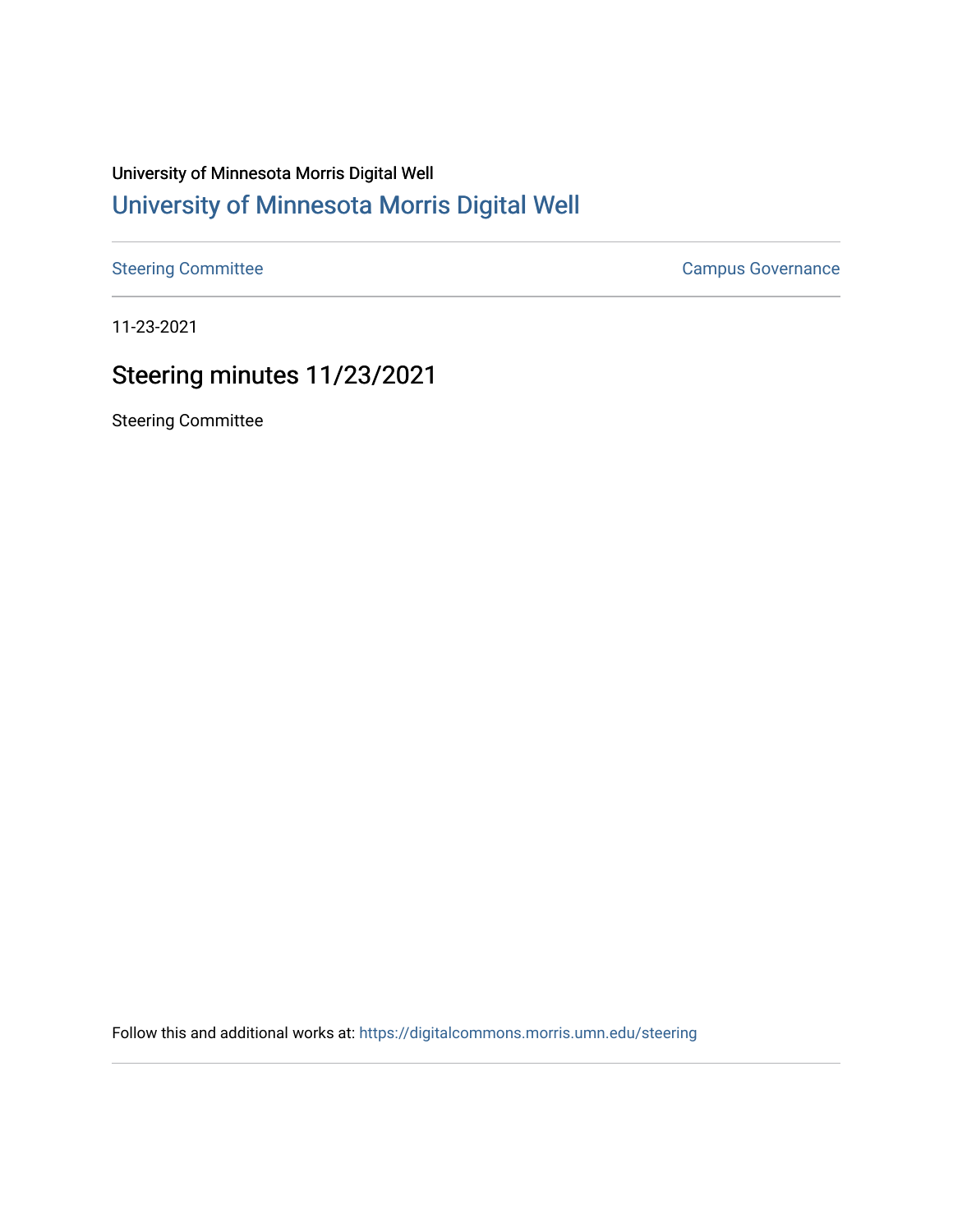University of Minnesota Morris Digital Well

# University of Minnesota Morris Digital Well

Steering Committee

Campus Governance

11-23-2021

## Steering minutes 11/23/2021

Steering Committee

Follow this and additional works at: https://digitalcommons.morris.umn.edu/steering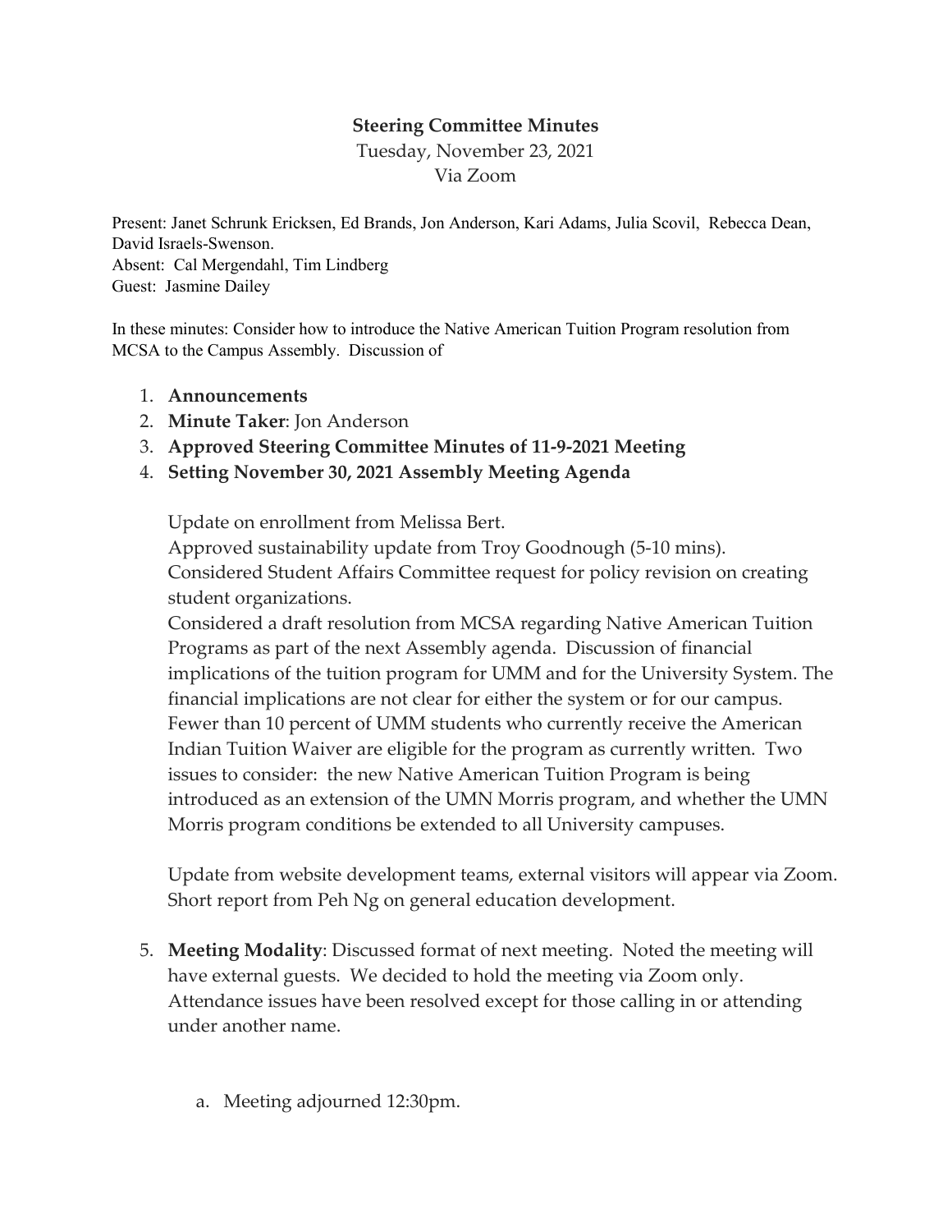**Steering Committee Minutes**

Tuesday, November 23, 2021

Via Zoom

Present: Janet Schrunk Ericksen, Ed Brands, Jon Anderson, Kari Adams, Julia Scovil, Rebecca Dean, David Israels-Swenson.
Absent: Cal Mergendahl, Tim Lindberg
Guest: Jasmine Dailey

In these minutes: Consider how to introduce the Native American Tuition Program resolution from MCSA to the Campus Assembly. Discussion of

1. **Announcements**
2. **Minute Taker**: Jon Anderson
3. **Approved Steering Committee Minutes of 11-9-2021 Meeting**
4. **Setting November 30, 2021 Assembly Meeting Agenda**

   Update on enrollment from Melissa Bert.
   Approved sustainability update from Troy Goodnough (5-10 mins).
   Considered Student Affairs Committee request for policy revision on creating student organizations.
   Considered a draft resolution from MCSA regarding Native American Tuition Programs as part of the next Assembly agenda. Discussion of financial implications of the tuition program for UMM and for the University System. The financial implications are not clear for either the system or for our campus. Fewer than 10 percent of UMM students who currently receive the American Indian Tuition Waiver are eligible for the program as currently written. Two issues to consider: the new Native American Tuition Program is being introduced as an extension of the UMN Morris program, and whether the UMN Morris program conditions be extended to all University campuses.

   Update from website development teams, external visitors will appear via Zoom.
   Short report from Peh Ng on general education development.

5. **Meeting Modality**: Discussed format of next meeting. Noted the meeting will have external guests. We decided to hold the meeting via Zoom only. Attendance issues have been resolved except for those calling in or attending under another name.

   a. Meeting adjourned 12:30pm.